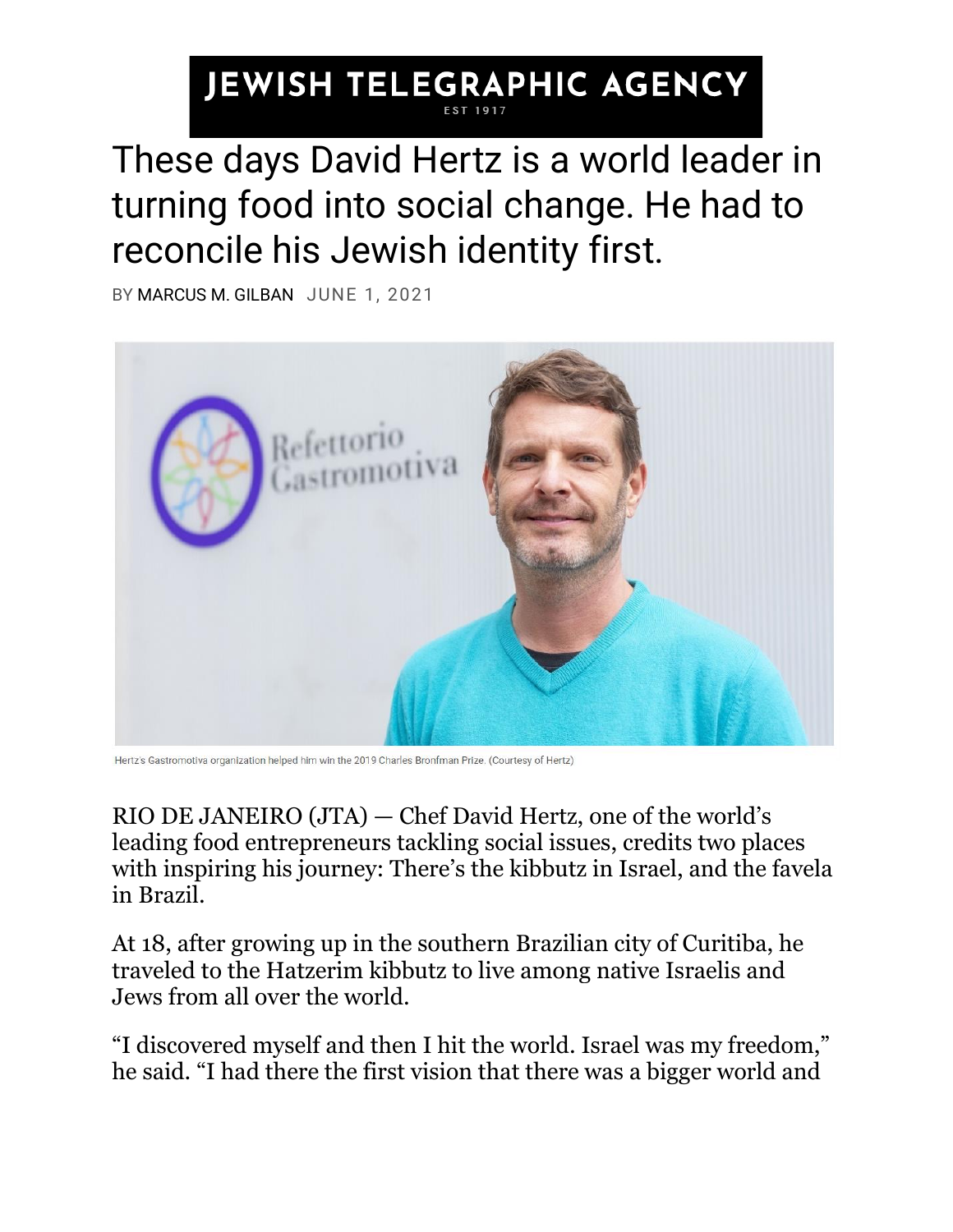JEWISH TELEGRAPHIC AGENCY

EST 1917

# These days David Hertz is a world leader in turning food into social change. He had to reconcile his Jewish identity first.

BY MARCUS M. GILBAN JUNE 1, 2021

Hertz's Gastromotiva organization helped him win the 2019 Charles Bronfman Prize. (Courtesy of Hertz)

RIO DE JANEIRO (JTA) — Chef David Hertz, one of the world's leading food entrepreneurs tackling social issues, credits two places with inspiring his journey: There's the kibbutz in Israel, and the favela in Brazil.

At 18, after growing up in the southern Brazilian city of Curitiba, he traveled to the Hatzerim kibbutz to live among native Israelis and Jews from all over the world.

"I discovered myself and then I hit the world. Israel was my freedom," he said. "I had there the first vision that there was a bigger world and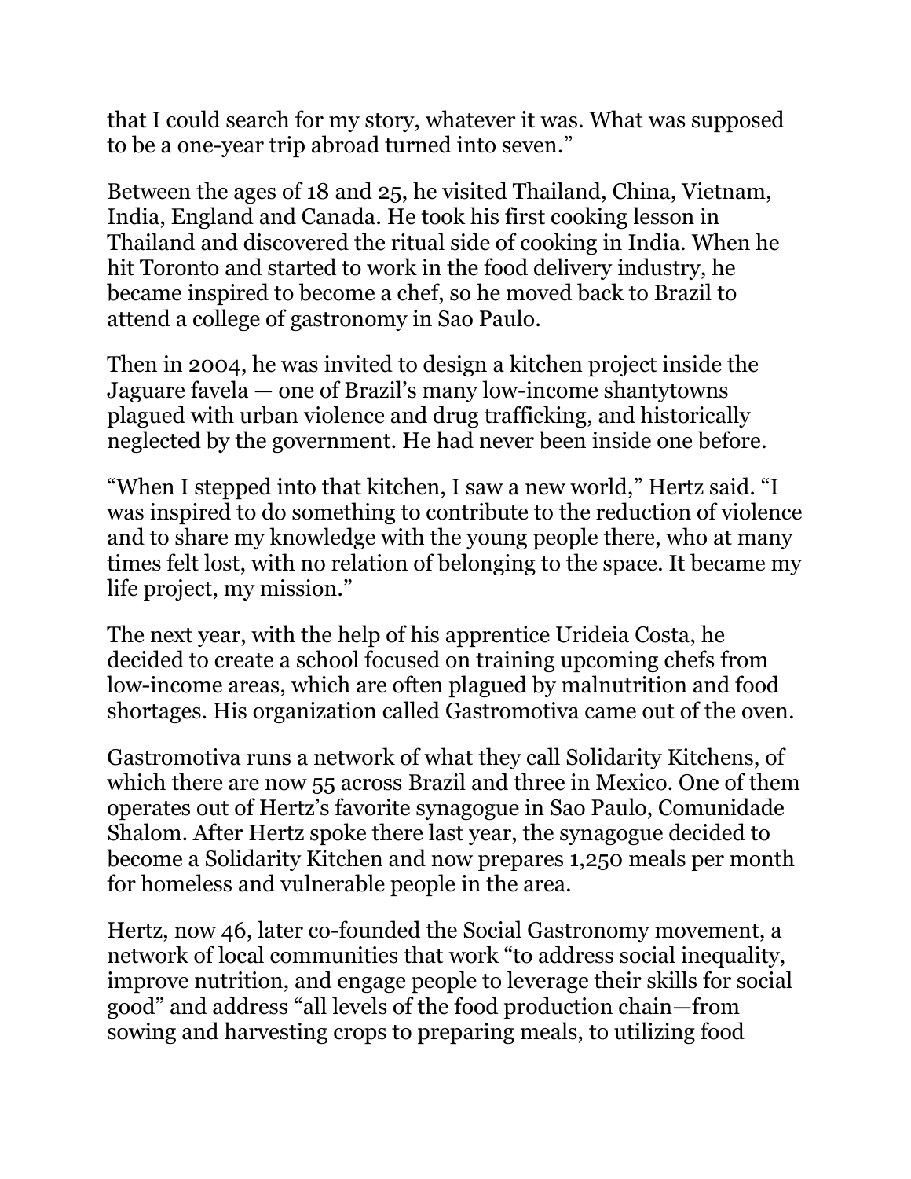that I could search for my story, whatever it was. What was supposed to be a one-year trip abroad turned into seven."

Between the ages of 18 and 25, he visited Thailand, China, Vietnam, India, England and Canada. He took his first cooking lesson in Thailand and discovered the ritual side of cooking in India. When he hit Toronto and started to work in the food delivery industry, he became inspired to become a chef, so he moved back to Brazil to attend a college of gastronomy in Sao Paulo.

Then in 2004, he was invited to design a kitchen project inside the Jaguare favela — one of Brazil's many low-income shantytowns plagued with urban violence and drug trafficking, and historically neglected by the government. He had never been inside one before.

"When I stepped into that kitchen, I saw a new world," Hertz said. "I was inspired to do something to contribute to the reduction of violence and to share my knowledge with the young people there, who at many times felt lost, with no relation of belonging to the space. It became my life project, my mission."

The next year, with the help of his apprentice Urideia Costa, he decided to create a school focused on training upcoming chefs from low-income areas, which are often plagued by malnutrition and food shortages. His organization called Gastromotiva came out of the oven.

Gastromotiva runs a network of what they call Solidarity Kitchens, of which there are now 55 across Brazil and three in Mexico. One of them operates out of Hertz's favorite synagogue in Sao Paulo, Comunidade Shalom. After Hertz spoke there last year, the synagogue decided to become a Solidarity Kitchen and now prepares 1,250 meals per month for homeless and vulnerable people in the area.

Hertz, now 46, later co-founded the Social Gastronomy movement, a network of local communities that work "to address social inequality, improve nutrition, and engage people to leverage their skills for social good" and address "all levels of the food production chain—from sowing and harvesting crops to preparing meals, to utilizing food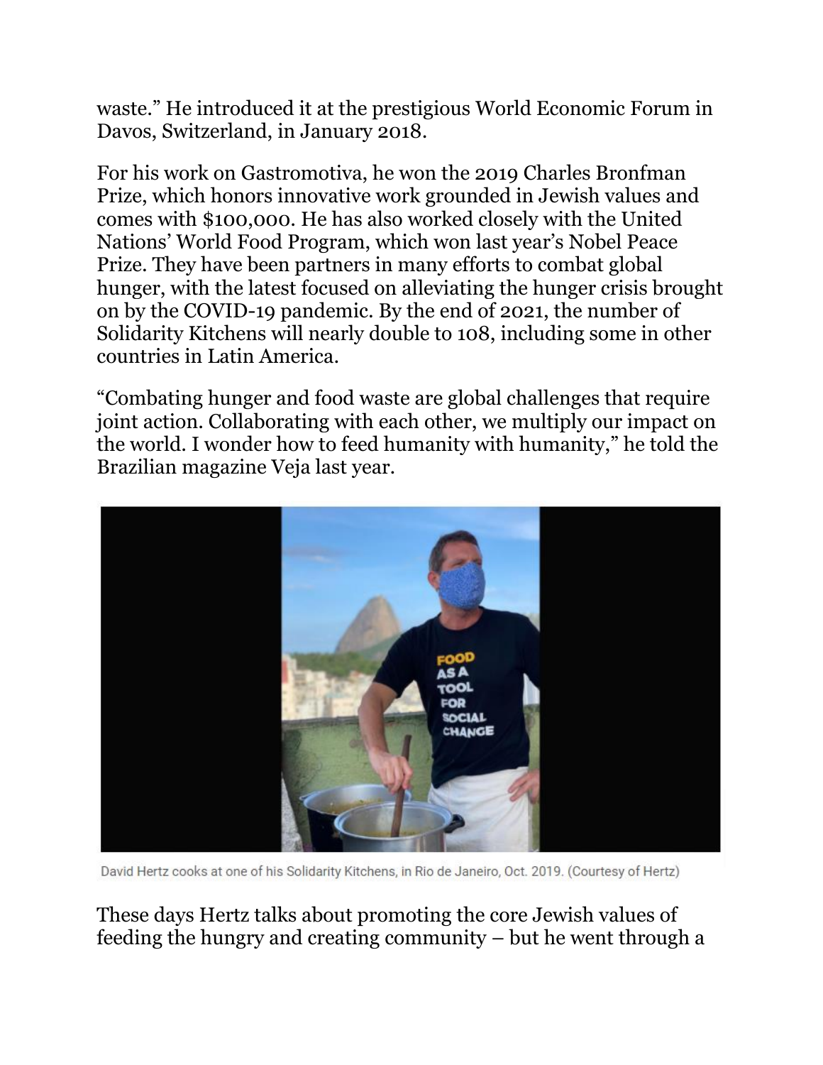waste." He introduced it at the prestigious World Economic Forum in Davos, Switzerland, in January 2018.

For his work on Gastromotiva, he won the 2019 Charles Bronfman Prize, which honors innovative work grounded in Jewish values and comes with $100,000. He has also worked closely with the United Nations' World Food Program, which won last year's Nobel Peace Prize. They have been partners in many efforts to combat global hunger, with the latest focused on alleviating the hunger crisis brought on by the COVID-19 pandemic. By the end of 2021, the number of Solidarity Kitchens will nearly double to 108, including some in other countries in Latin America.

"Combating hunger and food waste are global challenges that require joint action. Collaborating with each other, we multiply our impact on the world. I wonder how to feed humanity with humanity," he told the Brazilian magazine Veja last year.

David Hertz cooks at one of his Solidarity Kitchens, in Rio de Janeiro, Oct. 2019. (Courtesy of Hertz)

These days Hertz talks about promoting the core Jewish values of feeding the hungry and creating community – but he went through a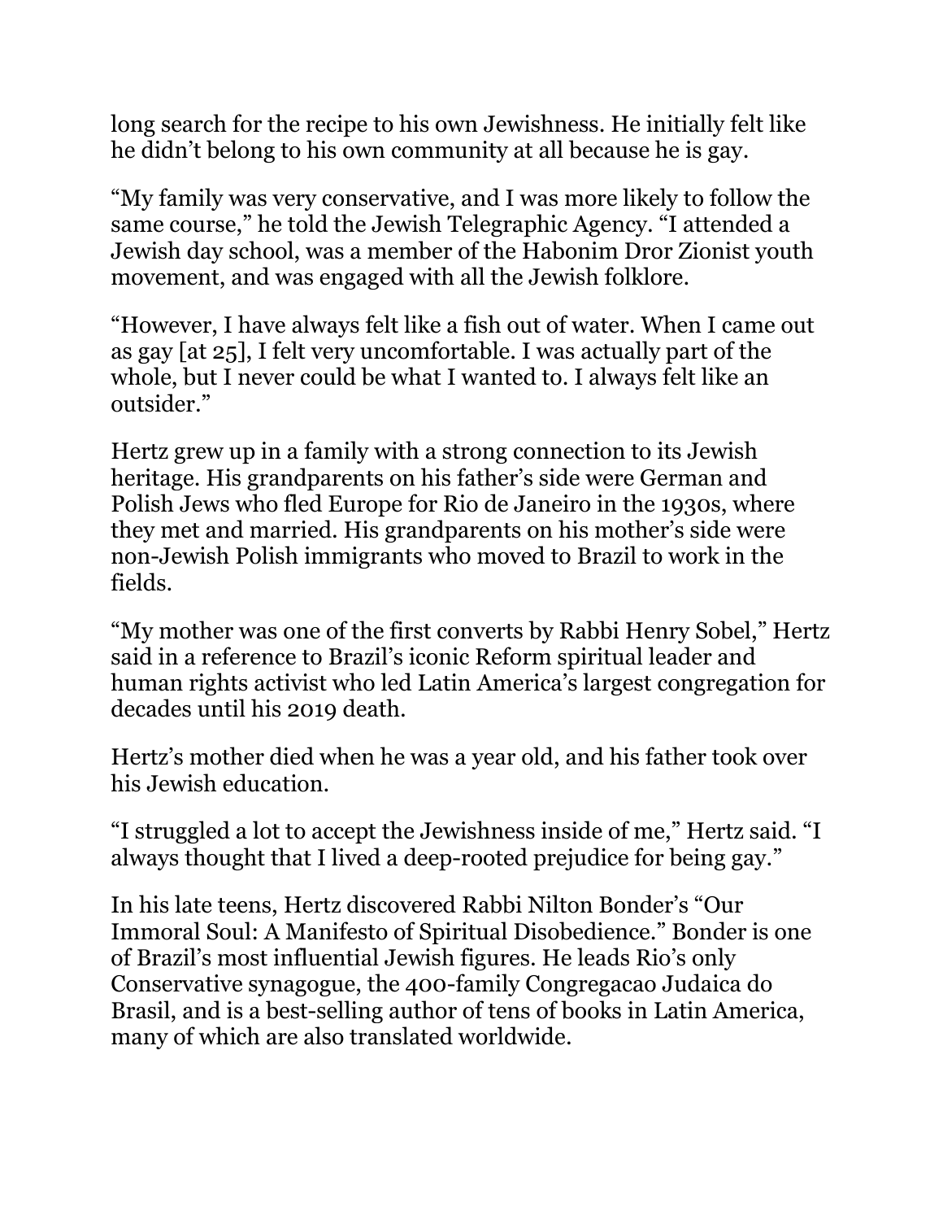long search for the recipe to his own Jewishness. He initially felt like he didn't belong to his own community at all because he is gay.

"My family was very conservative, and I was more likely to follow the same course," he told the Jewish Telegraphic Agency. "I attended a Jewish day school, was a member of the Habonim Dror Zionist youth movement, and was engaged with all the Jewish folklore.

"However, I have always felt like a fish out of water. When I came out as gay [at 25], I felt very uncomfortable. I was actually part of the whole, but I never could be what I wanted to. I always felt like an outsider."

Hertz grew up in a family with a strong connection to its Jewish heritage. His grandparents on his father's side were German and Polish Jews who fled Europe for Rio de Janeiro in the 1930s, where they met and married. His grandparents on his mother's side were non-Jewish Polish immigrants who moved to Brazil to work in the fields.

"My mother was one of the first converts by Rabbi Henry Sobel," Hertz said in a reference to Brazil's iconic Reform spiritual leader and human rights activist who led Latin America's largest congregation for decades until his 2019 death.

Hertz's mother died when he was a year old, and his father took over his Jewish education.

"I struggled a lot to accept the Jewishness inside of me," Hertz said. "I always thought that I lived a deep-rooted prejudice for being gay."

In his late teens, Hertz discovered Rabbi Nilton Bonder's "Our Immoral Soul: A Manifesto of Spiritual Disobedience." Bonder is one of Brazil's most influential Jewish figures. He leads Rio's only Conservative synagogue, the 400-family Congregacao Judaica do Brasil, and is a best-selling author of tens of books in Latin America, many of which are also translated worldwide.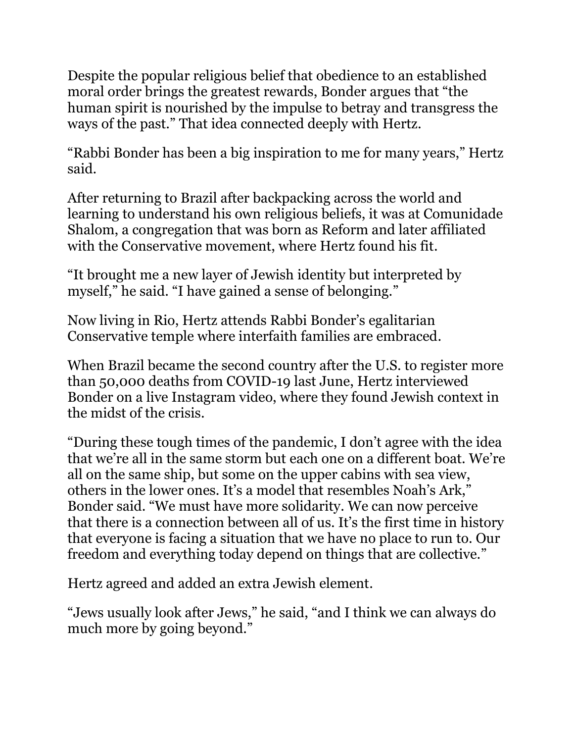Despite the popular religious belief that obedience to an established moral order brings the greatest rewards, Bonder argues that "the human spirit is nourished by the impulse to betray and transgress the ways of the past." That idea connected deeply with Hertz.

"Rabbi Bonder has been a big inspiration to me for many years," Hertz said.

After returning to Brazil after backpacking across the world and learning to understand his own religious beliefs, it was at Comunidade Shalom, a congregation that was born as Reform and later affiliated with the Conservative movement, where Hertz found his fit.

"It brought me a new layer of Jewish identity but interpreted by myself," he said. "I have gained a sense of belonging."

Now living in Rio, Hertz attends Rabbi Bonder's egalitarian Conservative temple where interfaith families are embraced.

When Brazil became the second country after the U.S. to register more than 50,000 deaths from COVID-19 last June, Hertz interviewed Bonder on a live Instagram video, where they found Jewish context in the midst of the crisis.

"During these tough times of the pandemic, I don't agree with the idea that we're all in the same storm but each one on a different boat. We're all on the same ship, but some on the upper cabins with sea view, others in the lower ones. It's a model that resembles Noah's Ark," Bonder said. "We must have more solidarity. We can now perceive that there is a connection between all of us. It's the first time in history that everyone is facing a situation that we have no place to run to. Our freedom and everything today depend on things that are collective."

Hertz agreed and added an extra Jewish element.

"Jews usually look after Jews," he said, "and I think we can always do much more by going beyond."